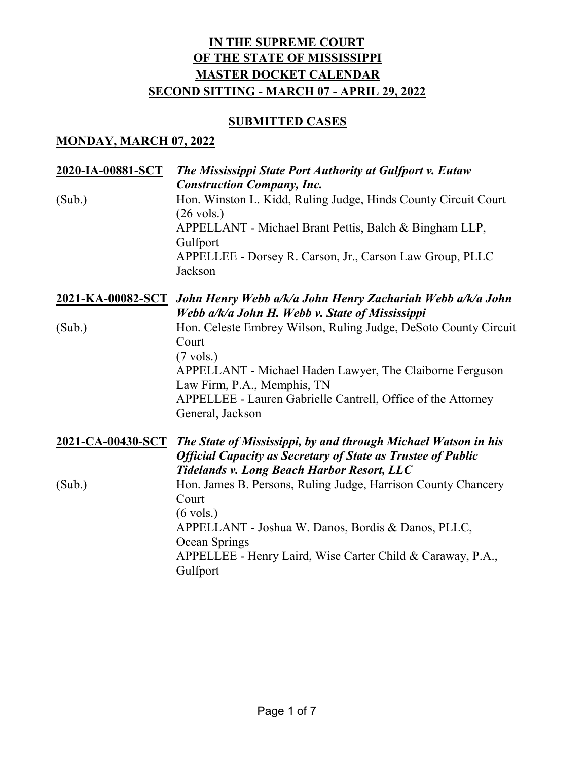# IN THE SUPREME COURT OF THE STATE OF MISSISSIPPI MASTER DOCKET CALENDAR SECOND SITTING - MARCH 07 - APRIL 29, 2022

## SUBMITTED CASES

### MONDAY, MARCH 07, 2022

**2020-IA-00881-SCT** ***The Mississippi State Port Authority at Gulfport v. Eutaw Construction Company, Inc.***

(Sub.)
Hon. Winston L. Kidd, Ruling Judge, Hinds County Circuit Court
(26 vols.)
APPELLANT - Michael Brant Pettis, Balch & Bingham LLP, Gulfport
APPELLEE - Dorsey R. Carson, Jr., Carson Law Group, PLLC Jackson

**2021-KA-00082-SCT** ***John Henry Webb a/k/a John Henry Zachariah Webb a/k/a John Webb a/k/a John H. Webb v. State of Mississippi***

(Sub.)
Hon. Celeste Embrey Wilson, Ruling Judge, DeSoto County Circuit Court
(7 vols.)
APPELLANT - Michael Haden Lawyer, The Claiborne Ferguson Law Firm, P.A., Memphis, TN
APPELLEE - Lauren Gabrielle Cantrell, Office of the Attorney General, Jackson

**2021-CA-00430-SCT** ***The State of Mississippi, by and through Michael Watson in his Official Capacity as Secretary of State as Trustee of Public Tidelands v. Long Beach Harbor Resort, LLC***

(Sub.)
Hon. James B. Persons, Ruling Judge, Harrison County Chancery Court
(6 vols.)
APPELLANT - Joshua W. Danos, Bordis & Danos, PLLC, Ocean Springs
APPELLEE - Henry Laird, Wise Carter Child & Caraway, P.A., Gulfport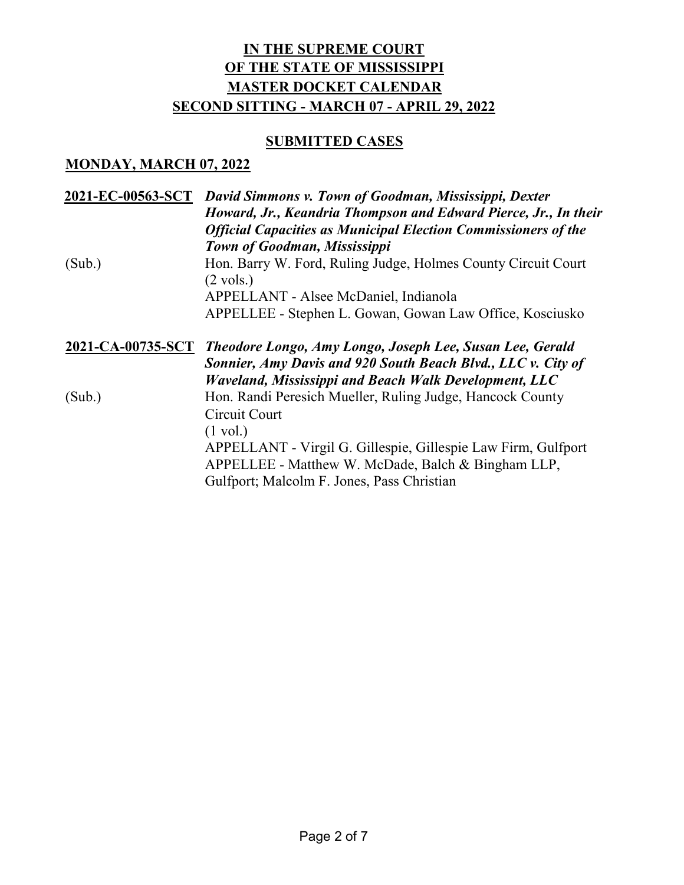# IN THE SUPREME COURT OF THE STATE OF MISSISSIPPI MASTER DOCKET CALENDAR SECOND SITTING - MARCH 07 - APRIL 29, 2022

## SUBMITTED CASES

### MONDAY, MARCH 07, 2022

**2021-EC-00563-SCT** ***David Simmons v. Town of Goodman, Mississippi, Dexter Howard, Jr., Keandria Thompson and Edward Pierce, Jr., In their Official Capacities as Municipal Election Commissioners of the Town of Goodman, Mississippi***

(Sub.)

Hon. Barry W. Ford, Ruling Judge, Holmes County Circuit Court
(2 vols.)
APPELLANT - Alsee McDaniel, Indianola
APPELLEE - Stephen L. Gowan, Gowan Law Office, Kosciusko

**2021-CA-00735-SCT** ***Theodore Longo, Amy Longo, Joseph Lee, Susan Lee, Gerald Sonnier, Amy Davis and 920 South Beach Blvd., LLC v. City of Waveland, Mississippi and Beach Walk Development, LLC***

(Sub.)

Hon. Randi Peresich Mueller, Ruling Judge, Hancock County Circuit Court
(1 vol.)
APPELLANT - Virgil G. Gillespie, Gillespie Law Firm, Gulfport
APPELLEE - Matthew W. McDade, Balch & Bingham LLP, Gulfport; Malcolm F. Jones, Pass Christian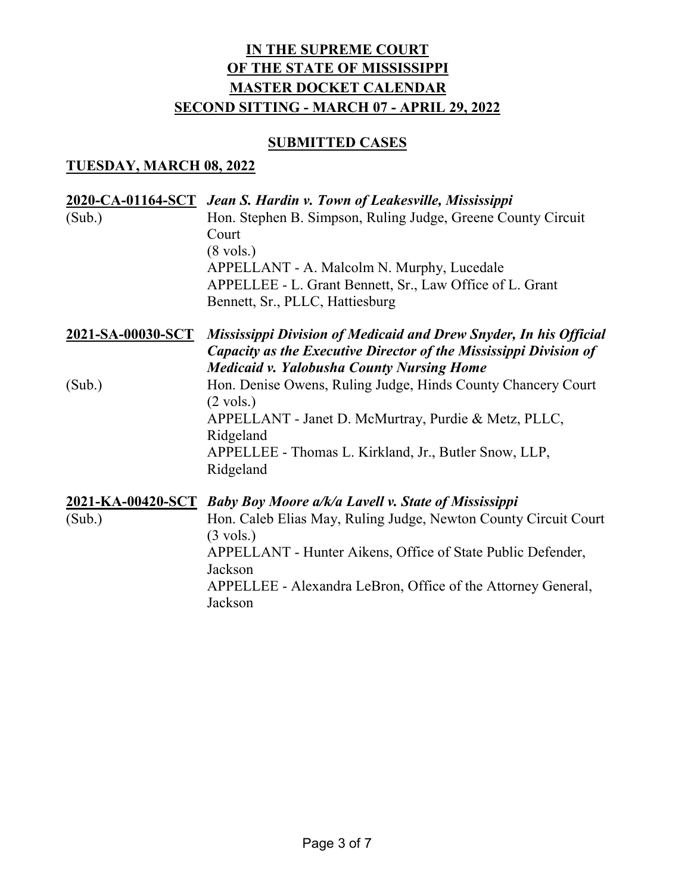# IN THE SUPREME COURT OF THE STATE OF MISSISSIPPI MASTER DOCKET CALENDAR SECOND SITTING - MARCH 07 - APRIL 29, 2022

## SUBMITTED CASES

### TUESDAY, MARCH 08, 2022

**2020-CA-01164-SCT** *Jean S. Hardin v. Town of Leakesville, Mississippi*
(Sub.)
Hon. Stephen B. Simpson, Ruling Judge, Greene County Circuit Court
(8 vols.)
APPELLANT - A. Malcolm N. Murphy, Lucedale
APPELLEE - L. Grant Bennett, Sr., Law Office of L. Grant Bennett, Sr., PLLC, Hattiesburg

**2021-SA-00030-SCT** *Mississippi Division of Medicaid and Drew Snyder, In his Official Capacity as the Executive Director of the Mississippi Division of Medicaid v. Yalobusha County Nursing Home*
(Sub.)
Hon. Denise Owens, Ruling Judge, Hinds County Chancery Court
(2 vols.)
APPELLANT - Janet D. McMurtray, Purdie & Metz, PLLC, Ridgeland
APPELLEE - Thomas L. Kirkland, Jr., Butler Snow, LLP, Ridgeland

**2021-KA-00420-SCT** *Baby Boy Moore a/k/a Lavell v. State of Mississippi*
(Sub.)
Hon. Caleb Elias May, Ruling Judge, Newton County Circuit Court
(3 vols.)
APPELLANT - Hunter Aikens, Office of State Public Defender, Jackson
APPELLEE - Alexandra LeBron, Office of the Attorney General, Jackson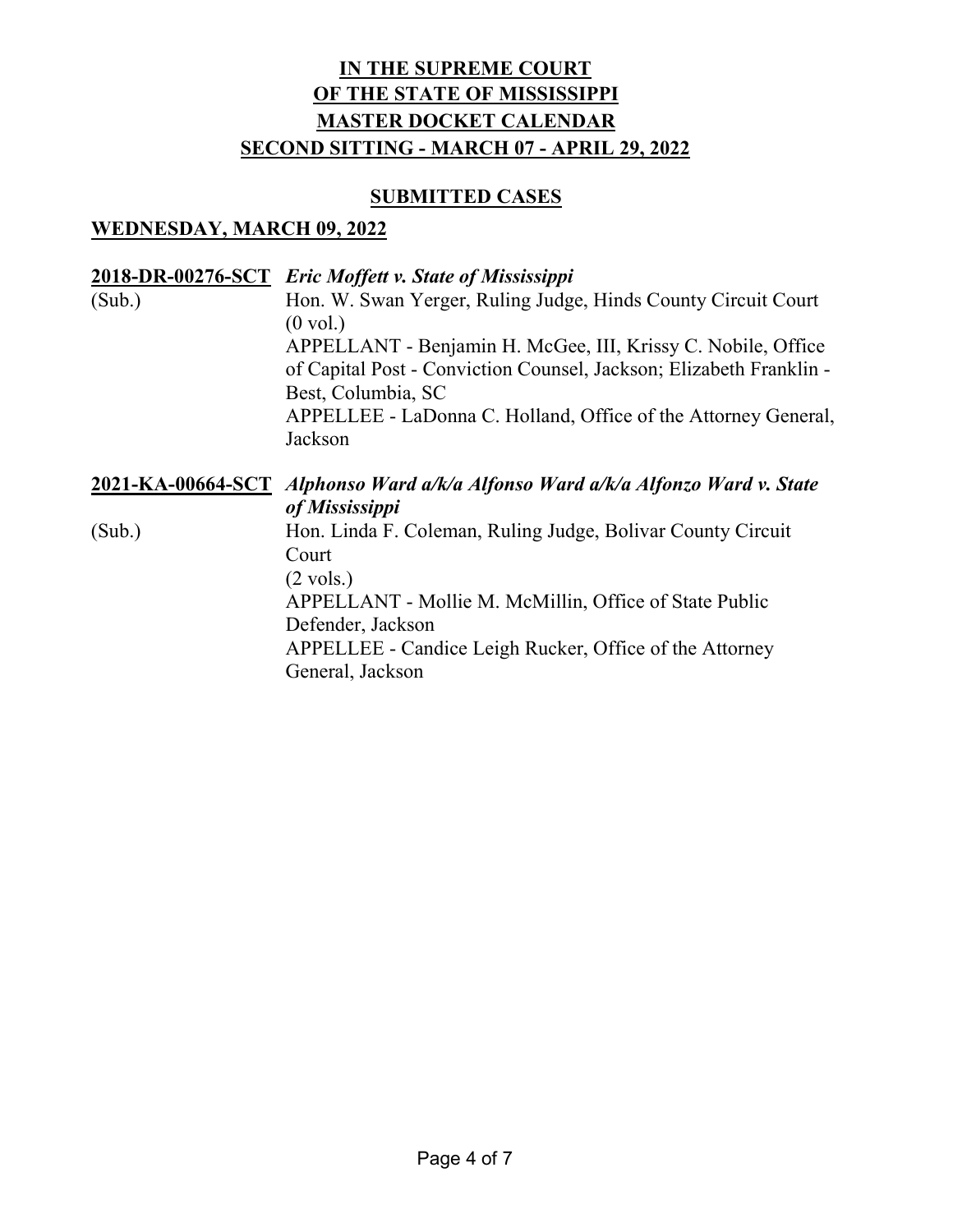# IN THE SUPREME COURT OF THE STATE OF MISSISSIPPI MASTER DOCKET CALENDAR SECOND SITTING - MARCH 07 - APRIL 29, 2022

## SUBMITTED CASES

### WEDNESDAY, MARCH 09, 2022

**2018-DR-00276-SCT** ***Eric Moffett v. State of Mississippi***

(Sub.)
Hon. W. Swan Yerger, Ruling Judge, Hinds County Circuit Court
(0 vol.)
APPELLANT - Benjamin H. McGee, III, Krissy C. Nobile, Office of Capital Post - Conviction Counsel, Jackson; Elizabeth Franklin - Best, Columbia, SC
APPELLEE - LaDonna C. Holland, Office of the Attorney General, Jackson

**2021-KA-00664-SCT** ***Alphonso Ward a/k/a Alfonso Ward a/k/a Alfonzo Ward v. State of Mississippi***

(Sub.)
Hon. Linda F. Coleman, Ruling Judge, Bolivar County Circuit Court
(2 vols.)
APPELLANT - Mollie M. McMillin, Office of State Public Defender, Jackson
APPELLEE - Candice Leigh Rucker, Office of the Attorney General, Jackson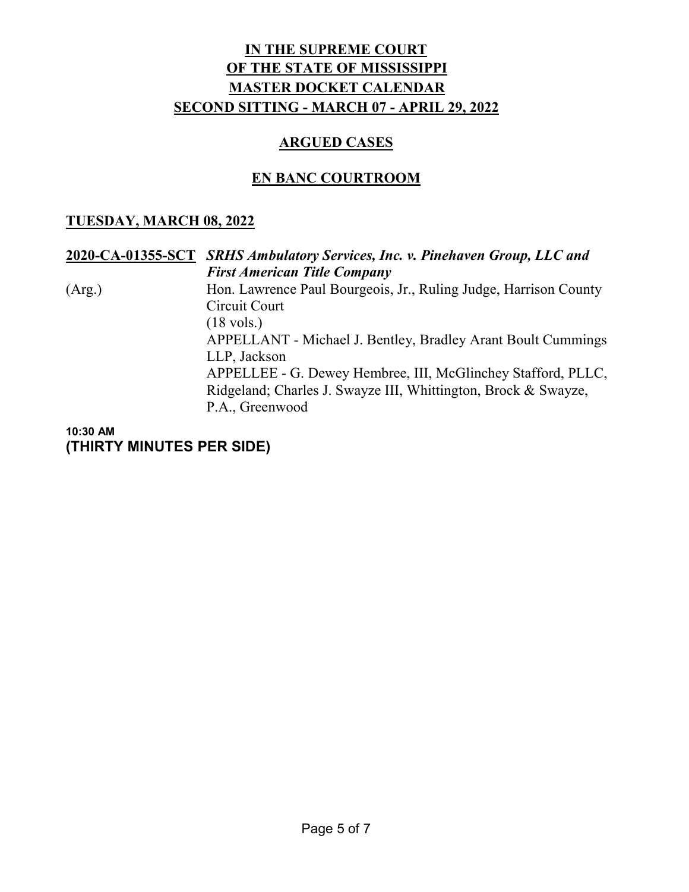# IN THE SUPREME COURT OF THE STATE OF MISSISSIPPI MASTER DOCKET CALENDAR SECOND SITTING - MARCH 07 - APRIL 29, 2022

## ARGUED CASES

## EN BANC COURTROOM

### TUESDAY, MARCH 08, 2022

**2020-CA-01355-SCT** ***SRHS Ambulatory Services, Inc. v. Pinehaven Group, LLC and First American Title Company***

(Arg.)

Hon. Lawrence Paul Bourgeois, Jr., Ruling Judge, Harrison County Circuit Court
(18 vols.)
APPELLANT - Michael J. Bentley, Bradley Arant Boult Cummings LLP, Jackson
APPELLEE - G. Dewey Hembree, III, McGlinchey Stafford, PLLC, Ridgeland; Charles J. Swayze III, Whittington, Brock & Swayze, P.A., Greenwood

**10:30 AM**
**(THIRTY MINUTES PER SIDE)**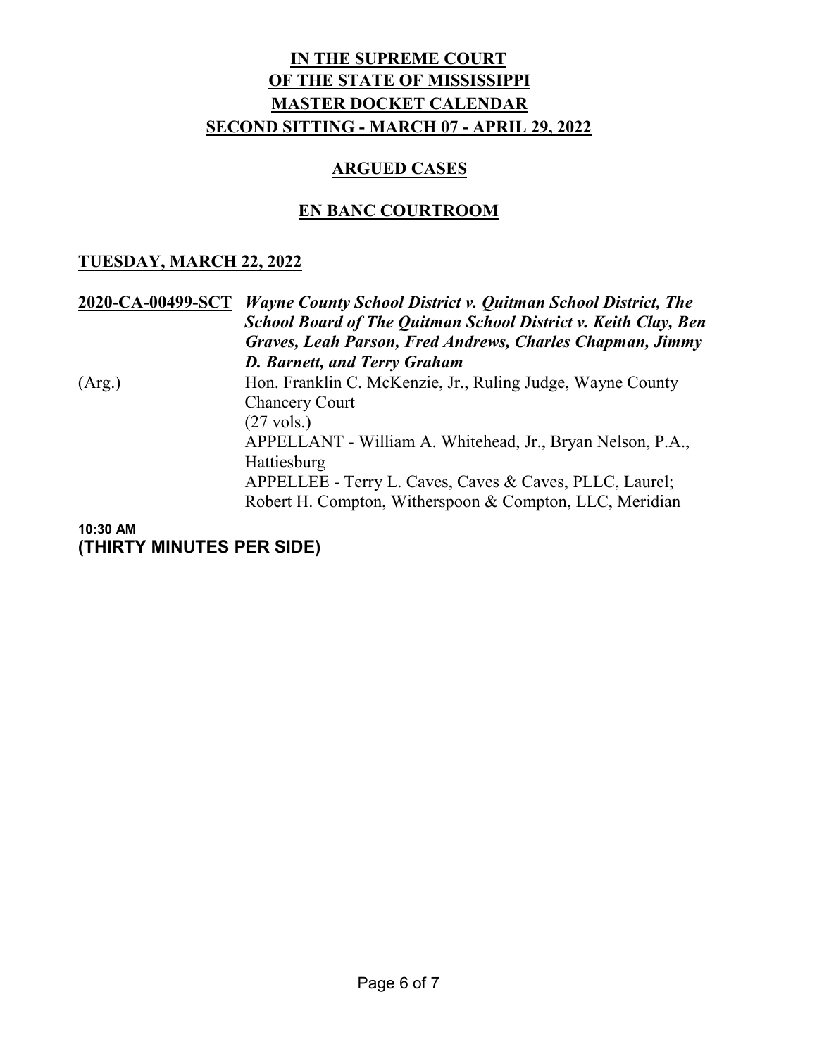# IN THE SUPREME COURT
# OF THE STATE OF MISSISSIPPI
# MASTER DOCKET CALENDAR
# SECOND SITTING - MARCH 07 - APRIL 29, 2022

## ARGUED CASES

## EN BANC COURTROOM

### TUESDAY, MARCH 22, 2022

**2020-CA-00499-SCT** ***Wayne County School District v. Quitman School District, The School Board of The Quitman School District v. Keith Clay, Ben Graves, Leah Parson, Fred Andrews, Charles Chapman, Jimmy D. Barnett, and Terry Graham***

(Arg.) Hon. Franklin C. McKenzie, Jr., Ruling Judge, Wayne County Chancery Court
(27 vols.)
APPELLANT - William A. Whitehead, Jr., Bryan Nelson, P.A., Hattiesburg
APPELLEE - Terry L. Caves, Caves & Caves, PLLC, Laurel; Robert H. Compton, Witherspoon & Compton, LLC, Meridian

**10:30 AM**
**(THIRTY MINUTES PER SIDE)**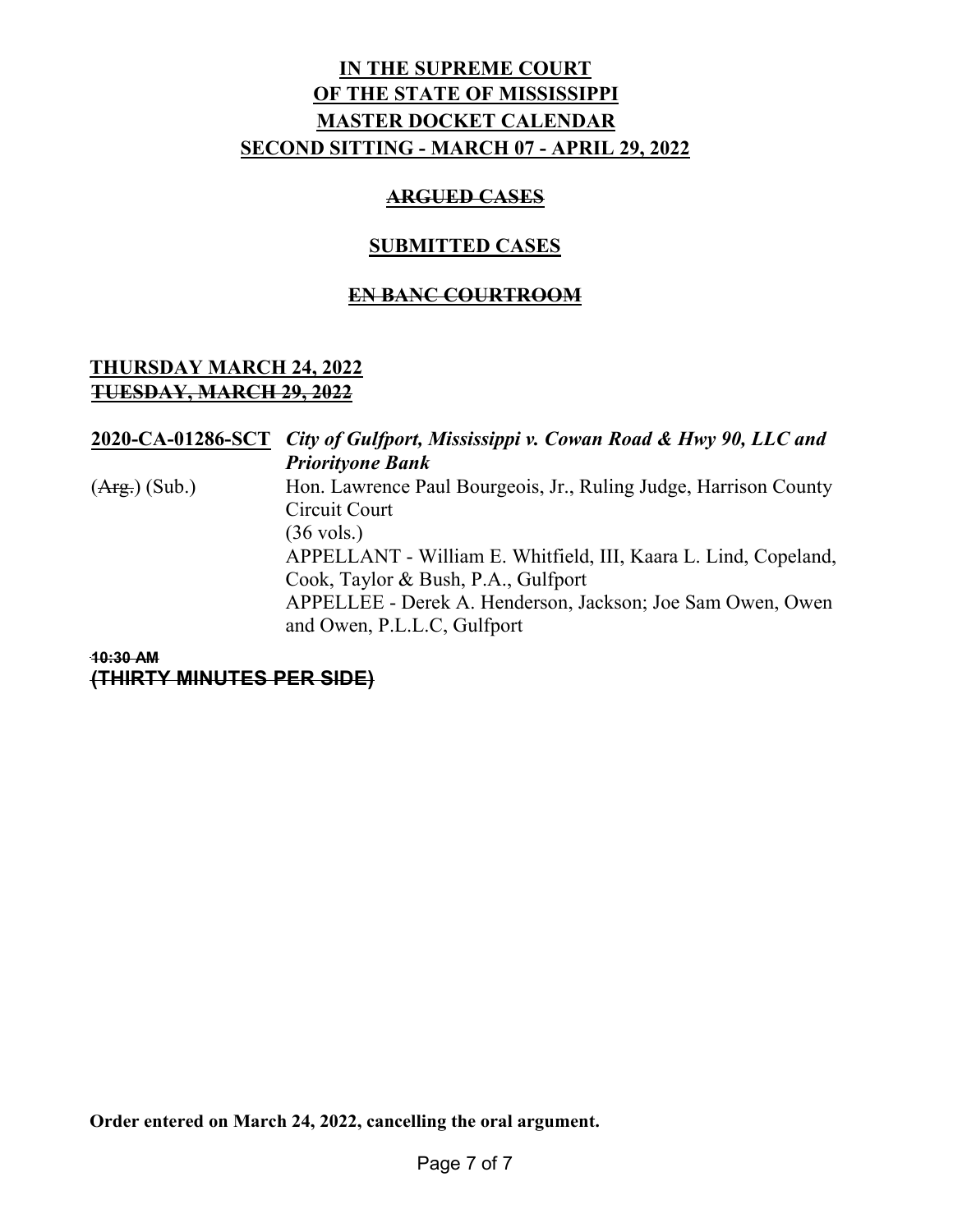**IN THE SUPREME COURT**
**OF THE STATE OF MISSISSIPPI**
**MASTER DOCKET CALENDAR**
**SECOND SITTING - MARCH 07 - APRIL 29, 2022**

~~**ARGUED CASES**~~

**SUBMITTED CASES**

~~**EN BANC COURTROOM**~~

**THURSDAY MARCH 24, 2022**
~~**TUESDAY, MARCH 29, 2022**~~

**2020-CA-01286-SCT** ***City of Gulfport, Mississippi v. Cowan Road & Hwy 90, LLC and Priorityone Bank***

(~~Arg.~~) (Sub.)

Hon. Lawrence Paul Bourgeois, Jr., Ruling Judge, Harrison County Circuit Court
(36 vols.)
APPELLANT - William E. Whitfield, III, Kaara L. Lind, Copeland, Cook, Taylor & Bush, P.A., Gulfport
APPELLEE - Derek A. Henderson, Jackson; Joe Sam Owen, Owen and Owen, P.L.L.C, Gulfport

~~**10:30 AM**~~
~~**(THIRTY MINUTES PER SIDE)**~~

**Order entered on March 24, 2022, cancelling the oral argument.**